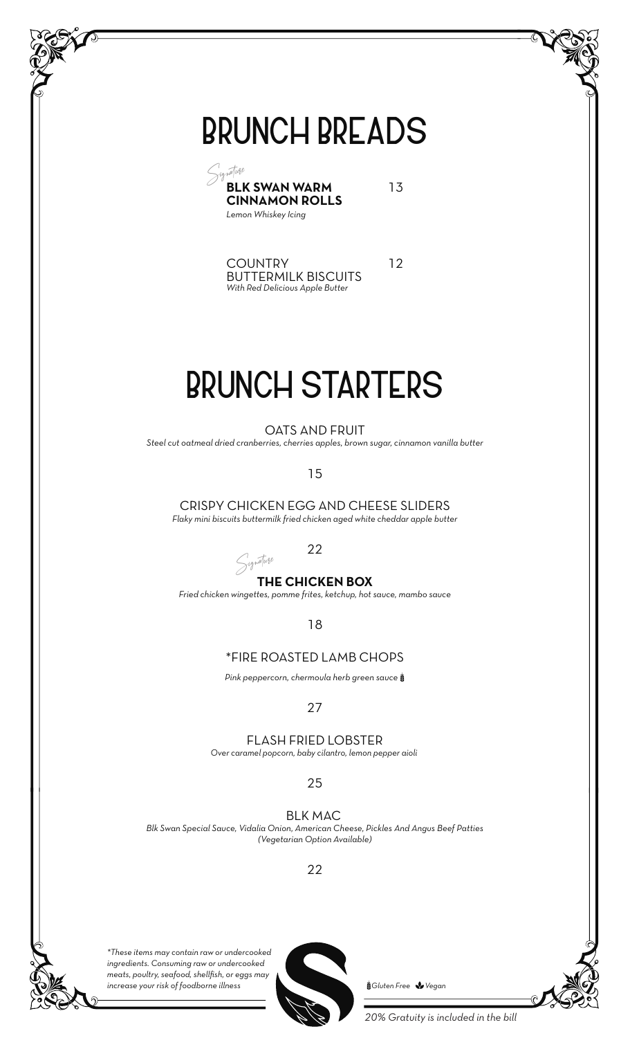# BRUNCH BREADS

*Signature*
**BLK SWAN WARM CINNAMON ROLLS** 13
*Lemon Whiskey Icing*

COUNTRY BUTTERMILK BISCUITS 12
*With Red Delicious Apple Butter*

# BRUNCH STARTERS

OATS AND FRUIT
*Steel cut oatmeal dried cranberries, cherries apples, brown sugar, cinnamon vanilla butter*

15

CRISPY CHICKEN EGG AND CHEESE SLIDERS
*Flaky mini biscuits buttermilk fried chicken aged white cheddar apple butter*

22

*Signature*
**THE CHICKEN BOX**
*Fried chicken wingettes, pomme frites, ketchup, hot sauce, mambo sauce*

18

*FIRE ROASTED LAMB CHOPS
*Pink peppercorn, chermoula herb green sauce* (Gluten Free)

27

FLASH FRIED LOBSTER
*Over caramel popcorn, baby cilantro, lemon pepper aioli*

25

BLK MAC
*Blk Swan Special Sauce, Vidalia Onion, American Cheese, Pickles And Angus Beef Patties (Vegetarian Option Available)*

22

*\*These items may contain raw or undercooked ingredients. Consuming raw or undercooked meats, poultry, seafood, shellfish, or eggs may increase your risk of foodborne illness*

*Gluten Free* *Vegan*

*20% Gratuity is included in the bill*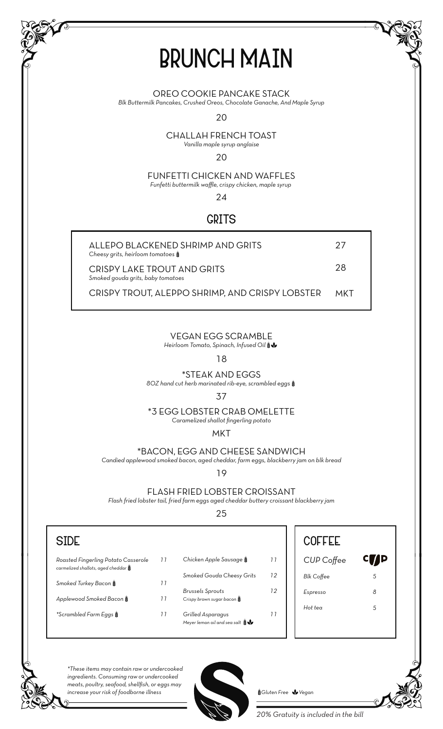# BRUNCH MAIN

OREO COOKIE PANCAKE STACK
*Blk Buttermilk Pancakes, Crushed Oreos, Chocolate Ganache, And Maple Syrup*

20

CHALLAH FRENCH TOAST
*Vanilla maple syrup anglaise*

20

FUNFETTI CHICKEN AND WAFFLES
*Funfetti buttermilk waffle, crispy chicken, maple syrup*

24

## GRITS

| | |
|---|---|
| ALLEPO BLACKENED SHRIMP AND GRITS<br>*Cheesy grits, heirloom tomatoes* (Gluten Free) | 27 |
| CRISPY LAKE TROUT AND GRITS<br>*Smoked gouda grits, baby tomatoes* | 28 |
| CRISPY TROUT, ALEPPO SHRIMP, AND CRISPY LOBSTER | MKT |

VEGAN EGG SCRAMBLE
*Heirloom Tomato, Spinach, Infused Oil* (Gluten Free, Vegan)

18

*STEAK AND EGGS
*8OZ hand cut herb marinated rib-eye, scrambled eggs* (Gluten Free)

37

*3 EGG LOBSTER CRAB OMELETTE
*Caramelized shallot fingerling potato*

MKT

*BACON, EGG AND CHEESE SANDWICH
*Candied applewood smoked bacon, aged cheddar, farm eggs, blackberry jam on blk bread*

19

FLASH FRIED LOBSTER CROISSANT
*Flash fried lobster tail, fried farm eggs aged cheddar buttery croissant blackberry jam*

25

## SIDE

| | |
|---|---|
| *Roasted Fingerling Potato Casserole*<br>*carmelized shallots, aged cheddar* (Gluten Free) | 11 |
| *Smoked Turkey Bacon* (Gluten Free) | 11 |
| *Applewood Smoked Bacon* (Gluten Free) | 11 |
| *\*Scrambled Farm Eggs* (Gluten Free) | 11 |
| *Chicken Apple Sausage* (Gluten Free) | 11 |
| *Smoked Gouda Cheesy Grits* | 12 |
| *Brussels Sprouts*<br>*Crispy brown sugar bacon* (Gluten Free) | 12 |
| *Grilled Asparagus*<br>*Meyer lemon oil and sea salt* (Gluten Free, Vegan) | 11 |

## COFFEE

*CUP Coffee*

| | |
|---|---|
| *Blk Coffee* | 5 |
| *Espresso* | 8 |
| *Hot tea* | 5 |

*\*These items may contain raw or undercooked ingredients. Consuming raw or undercooked meats, poultry, seafood, shellfish, or eggs may increase your risk of foodborne illness*

*Gluten Free* *Vegan*

*20% Gratuity is included in the bill*